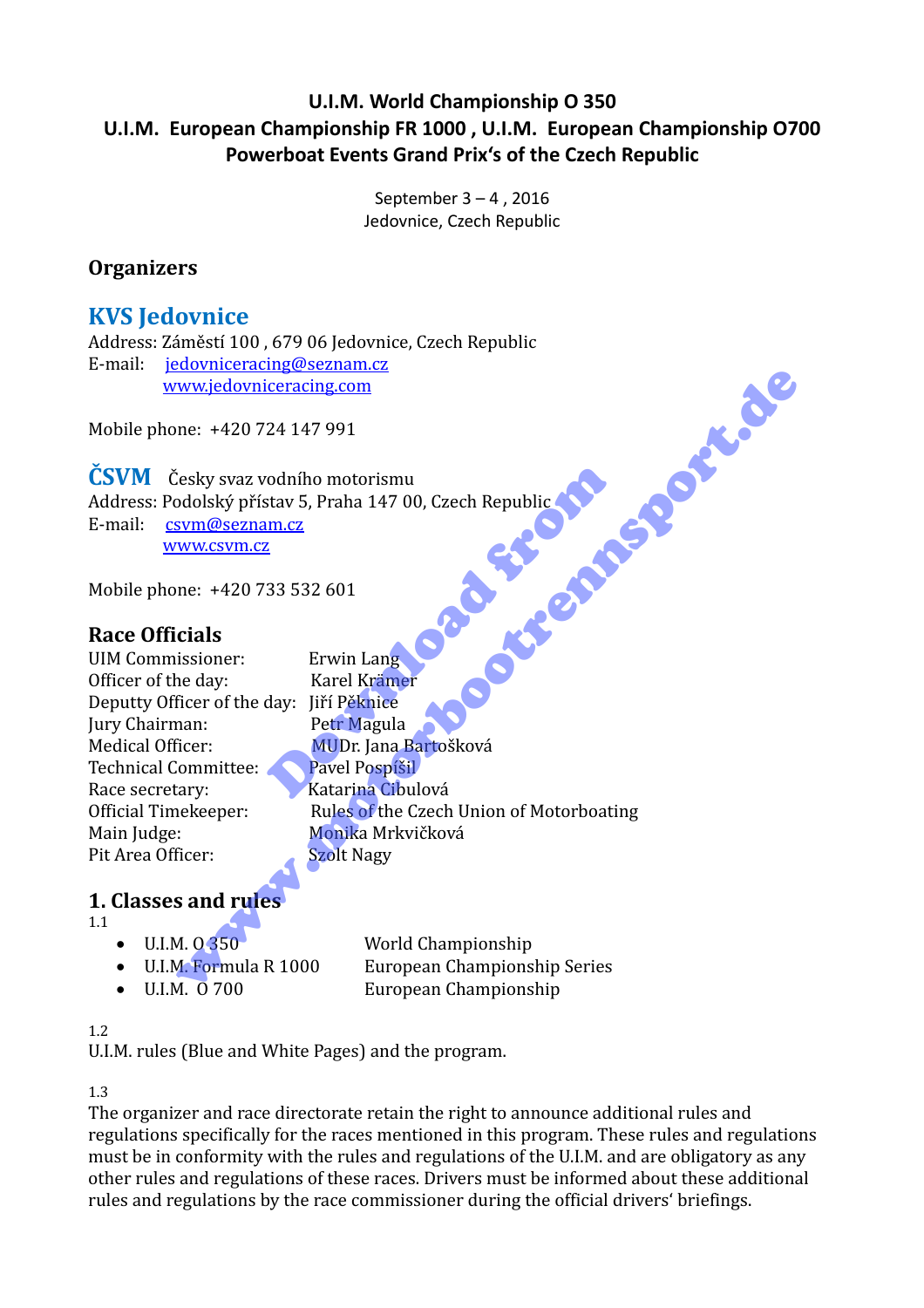# U.I.M. World Championship O 350
# U.I.M. European Championship FR 1000 , U.I.M. European Championship O700
# Powerboat Events Grand Prix's of the Czech Republic

September 3 – 4 , 2016
Jedovnice, Czech Republic

## Organizers

### KVS Jedovnice

Address: Záměstí 100 , 679 06 Jedovnice, Czech Republic
E-mail: jedovniceracing@seznam.cz
www.jedovniceracing.com

Mobile phone: +420 724 147 991

### ČSVM Česky svaz vodního motorismu

Address: Podolský přístav 5, Praha 147 00, Czech Republic
E-mail: csvm@seznam.cz
www.csvm.cz

Mobile phone: +420 733 532 601

## Race Officials

| | |
|---|---|
| UIM Commissioner: | Erwin Lang |
| Officer of the day: | Karel Krämer |
| Deputty Officer of the day: | Jiří Pěknice |
| Jury Chairman: | Petr Magula |
| Medical Officer: | MUDr. Jana Bartošková |
| Technical Committee: | Pavel Pospíšil |
| Race secretary: | Katarina Cibulová |
| Official Timekeeper: | Rules of the Czech Union of Motorboating |
| Main Judge: | Monika Mrkvičková |
| Pit Area Officer: | Szolt Nagy |

## 1. Classes and rules

1.1

- U.I.M. O 350 — World Championship
- U.I.M. Formula R 1000 — European Championship Series
- U.I.M. O 700 — European Championship

1.2
U.I.M. rules (Blue and White Pages) and the program.

1.3
The organizer and race directorate retain the right to announce additional rules and regulations specifically for the races mentioned in this program. These rules and regulations must be in conformity with the rules and regulations of the U.I.M. and are obligatory as any other rules and regulations of these races. Drivers must be informed about these additional rules and regulations by the race commissioner during the official drivers' briefings.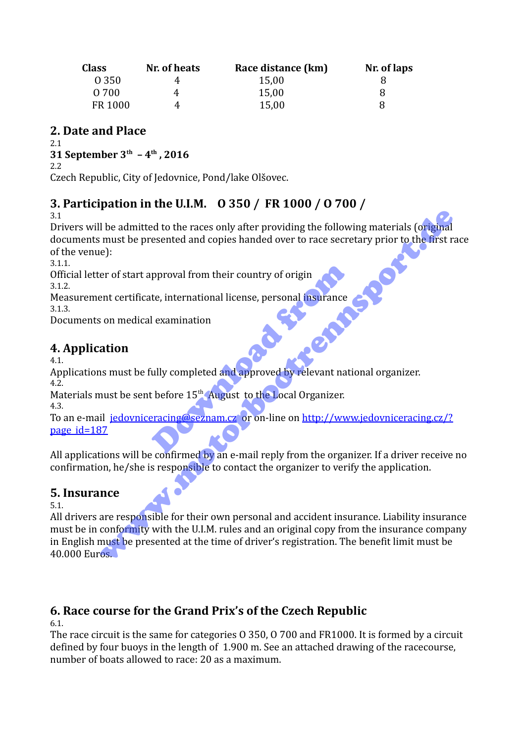| Class | Nr. of heats | Race distance (km) | Nr. of laps |
|---|---|---|---|
| O 350 | 4 | 15,00 | 8 |
| O 700 | 4 | 15,00 | 8 |
| FR 1000 | 4 | 15,00 | 8 |

## 2. Date and Place

2.1

**31 September 3th – 4th , 2016**

2.2

Czech Republic, City of Jedovnice, Pond/lake Olšovec.

## 3. Participation in the U.I.M. O 350 / FR 1000 / O 700 /

3.1

Drivers will be admitted to the races only after providing the following materials (original documents must be presented and copies handed over to race secretary prior to the first race of the venue):

3.1.1.

Official letter of start approval from their country of origin

3.1.2.

Measurement certificate, international license, personal insurance

3.1.3.

Documents on medical examination

## 4. Application

4.1.

Applications must be fully completed and approved by relevant national organizer.

4.2.

Materials must be sent before 15th August to the Local Organizer.

4.3.

To an e-mail jedovniceracing@seznam.cz or on-line on http://www.jedovniceracing.cz/?page_id=187

All applications will be confirmed by an e-mail reply from the organizer. If a driver receive no confirmation, he/she is responsible to contact the organizer to verify the application.

## 5. Insurance

5.1.

All drivers are responsible for their own personal and accident insurance. Liability insurance must be in conformity with the U.I.M. rules and an original copy from the insurance company in English must be presented at the time of driver's registration. The benefit limit must be 40.000 Euros.

## 6. Race course for the Grand Prix's of the Czech Republic

6.1.

The race circuit is the same for categories O 350, O 700 and FR1000. It is formed by a circuit defined by four buoys in the length of 1.900 m. See an attached drawing of the racecourse, number of boats allowed to race: 20 as a maximum.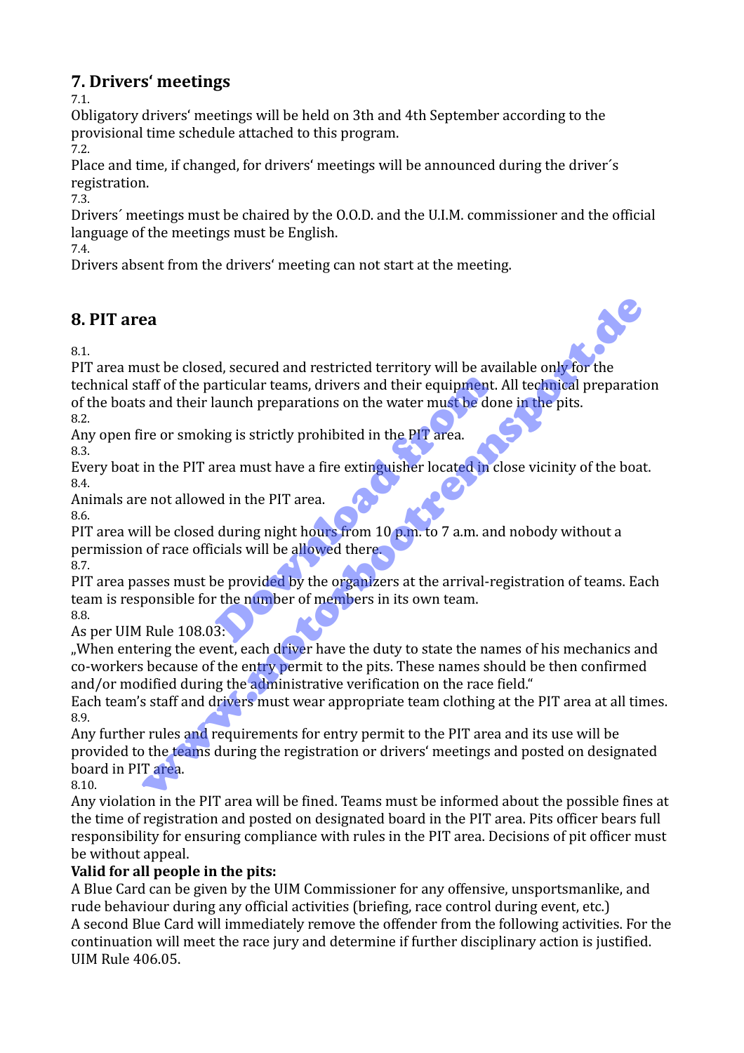## 7. Drivers' meetings

7.1.
Obligatory drivers' meetings will be held on 3th and 4th September according to the provisional time schedule attached to this program.

7.2.
Place and time, if changed, for drivers' meetings will be announced during the driver´s registration.

7.3.
Drivers´ meetings must be chaired by the O.O.D. and the U.I.M. commissioner and the official language of the meetings must be English.

7.4.
Drivers absent from the drivers' meeting can not start at the meeting.

## 8. PIT area

8.1.
PIT area must be closed, secured and restricted territory will be available only for the technical staff of the particular teams, drivers and their equipment. All technical preparation of the boats and their launch preparations on the water must be done in the pits.

8.2.
Any open fire or smoking is strictly prohibited in the PIT area.

8.3.
Every boat in the PIT area must have a fire extinguisher located in close vicinity of the boat.

8.4.
Animals are not allowed in the PIT area.

8.6.
PIT area will be closed during night hours from 10 p.m. to 7 a.m. and nobody without a permission of race officials will be allowed there.

8.7.
PIT area passes must be provided by the organizers at the arrival-registration of teams. Each team is responsible for the number of members in its own team.

8.8.
As per UIM Rule 108.03:
„When entering the event, each driver have the duty to state the names of his mechanics and co-workers because of the entry permit to the pits. These names should be then confirmed and/or modified during the administrative verification on the race field."
Each team's staff and drivers must wear appropriate team clothing at the PIT area at all times.

8.9.
Any further rules and requirements for entry permit to the PIT area and its use will be provided to the teams during the registration or drivers' meetings and posted on designated board in PIT area.

8.10.
Any violation in the PIT area will be fined. Teams must be informed about the possible fines at the time of registration and posted on designated board in the PIT area. Pits officer bears full responsibility for ensuring compliance with rules in the PIT area. Decisions of pit officer must be without appeal.

**Valid for all people in the pits:**
A Blue Card can be given by the UIM Commissioner for any offensive, unsportsmanlike, and rude behaviour during any official activities (briefing, race control during event, etc.)
A second Blue Card will immediately remove the offender from the following activities. For the continuation will meet the race jury and determine if further disciplinary action is justified. UIM Rule 406.05.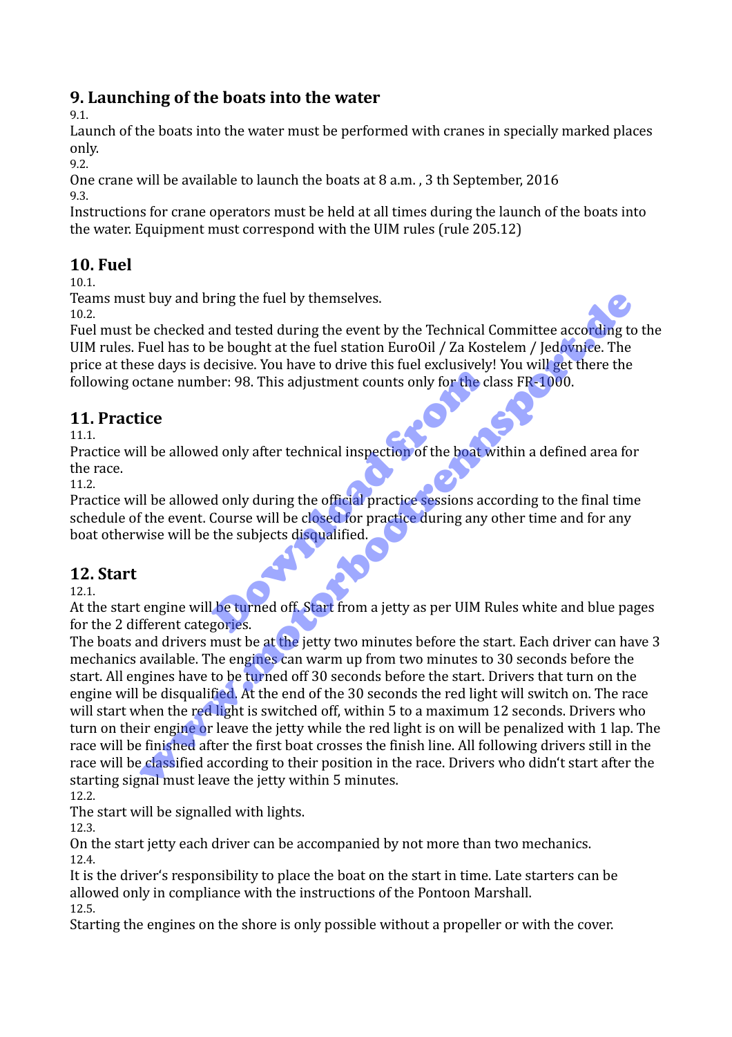## 9. Launching of the boats into the water

9.1.

Launch of the boats into the water must be performed with cranes in specially marked places only.

9.2.

One crane will be available to launch the boats at 8 a.m. , 3 th September, 2016

9.3.

Instructions for crane operators must be held at all times during the launch of the boats into the water. Equipment must correspond with the UIM rules (rule 205.12)

## 10. Fuel

10.1.

Teams must buy and bring the fuel by themselves.

10.2.

Fuel must be checked and tested during the event by the Technical Committee according to the UIM rules. Fuel has to be bought at the fuel station EuroOil / Za Kostelem / Jedovnice. The price at these days is decisive. You have to drive this fuel exclusively! You will get there the following octane number: 98. This adjustment counts only for the class FR-1000.

## 11. Practice

11.1.

Practice will be allowed only after technical inspection of the boat within a defined area for the race.

11.2.

Practice will be allowed only during the official practice sessions according to the final time schedule of the event. Course will be closed for practice during any other time and for any boat otherwise will be the subjects disqualified.

## 12. Start

12.1.

At the start engine will be turned off. Start from a jetty as per UIM Rules white and blue pages for the 2 different categories.

The boats and drivers must be at the jetty two minutes before the start. Each driver can have 3 mechanics available. The engines can warm up from two minutes to 30 seconds before the start. All engines have to be turned off 30 seconds before the start. Drivers that turn on the engine will be disqualified. At the end of the 30 seconds the red light will switch on. The race will start when the red light is switched off, within 5 to a maximum 12 seconds. Drivers who turn on their engine or leave the jetty while the red light is on will be penalized with 1 lap. The race will be finished after the first boat crosses the finish line. All following drivers still in the race will be classified according to their position in the race. Drivers who didn't start after the starting signal must leave the jetty within 5 minutes.

12.2.

The start will be signalled with lights.

12.3.

On the start jetty each driver can be accompanied by not more than two mechanics.

12.4.

It is the driver's responsibility to place the boat on the start in time. Late starters can be allowed only in compliance with the instructions of the Pontoon Marshall.

12.5.

Starting the engines on the shore is only possible without a propeller or with the cover.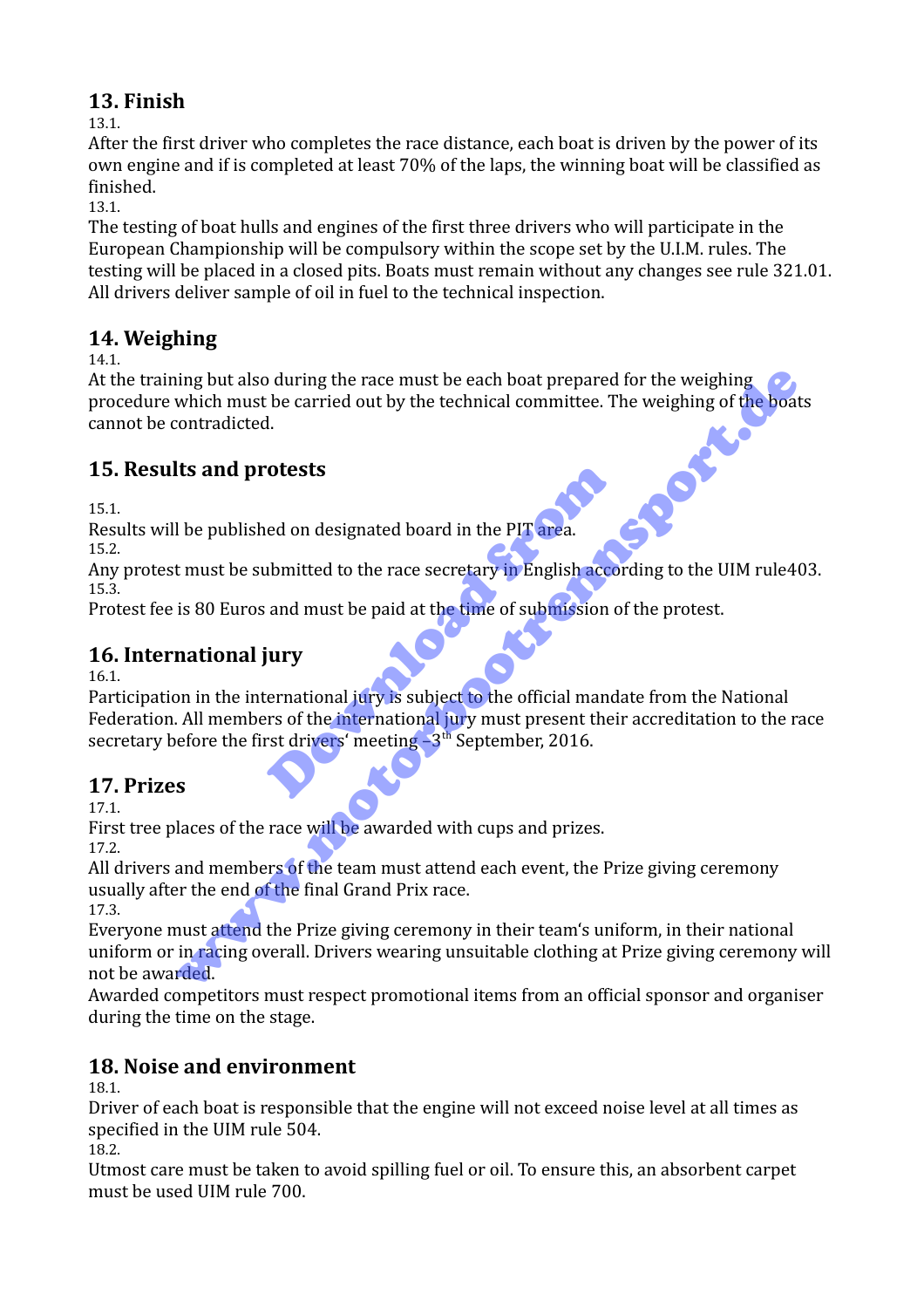## 13. Finish

13.1.

After the first driver who completes the race distance, each boat is driven by the power of its own engine and if is completed at least 70% of the laps, the winning boat will be classified as finished.

13.1.

The testing of boat hulls and engines of the first three drivers who will participate in the European Championship will be compulsory within the scope set by the U.I.M. rules. The testing will be placed in a closed pits. Boats must remain without any changes see rule 321.01. All drivers deliver sample of oil in fuel to the technical inspection.

## 14. Weighing

14.1.

At the training but also during the race must be each boat prepared for the weighing procedure which must be carried out by the technical committee. The weighing of the boats cannot be contradicted.

## 15. Results and protests

15.1.

Results will be published on designated board in the PIT area.

15.2.

Any protest must be submitted to the race secretary in English according to the UIM rule403.

15.3.

Protest fee is 80 Euros and must be paid at the time of submission of the protest.

## 16. International jury

16.1.

Participation in the international jury is subject to the official mandate from the National Federation. All members of the international jury must present their accreditation to the race secretary before the first drivers' meeting –3th September, 2016.

## 17. Prizes

17.1.

First tree places of the race will be awarded with cups and prizes.

17.2.

All drivers and members of the team must attend each event, the Prize giving ceremony usually after the end of the final Grand Prix race.

17.3.

Everyone must attend the Prize giving ceremony in their team's uniform, in their national uniform or in racing overall. Drivers wearing unsuitable clothing at Prize giving ceremony will not be awarded.

Awarded competitors must respect promotional items from an official sponsor and organiser during the time on the stage.

## 18. Noise and environment

18.1.

Driver of each boat is responsible that the engine will not exceed noise level at all times as specified in the UIM rule 504.

18.2.

Utmost care must be taken to avoid spilling fuel or oil. To ensure this, an absorbent carpet must be used UIM rule 700.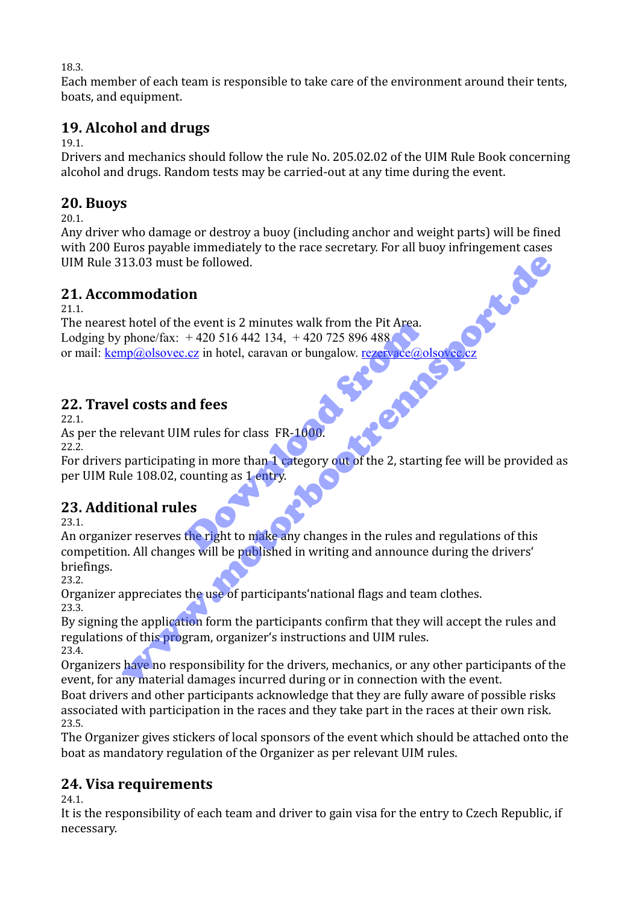18.3.
Each member of each team is responsible to take care of the environment around their tents, boats, and equipment.

## 19. Alcohol and drugs

19.1.
Drivers and mechanics should follow the rule No. 205.02.02 of the UIM Rule Book concerning alcohol and drugs. Random tests may be carried-out at any time during the event.

## 20. Buoys

20.1.
Any driver who damage or destroy a buoy (including anchor and weight parts) will be fined with 200 Euros payable immediately to the race secretary. For all buoy infringement cases UIM Rule 313.03 must be followed.

## 21. Accommodation

21.1.
The nearest hotel of the event is 2 minutes walk from the Pit Area.
Lodging by phone/fax: + 420 516 442 134, + 420 725 896 488
or mail: kemp@olsovec.cz in hotel, caravan or bungalow. rezervace@olsovec.cz

## 22. Travel costs and fees

22.1.
As per the relevant UIM rules for class FR-1000.
22.2.
For drivers participating in more than 1 category out of the 2, starting fee will be provided as per UIM Rule 108.02, counting as 1 entry.

## 23. Additional rules

23.1.
An organizer reserves the right to make any changes in the rules and regulations of this competition. All changes will be published in writing and announce during the drivers' briefings.
23.2.
Organizer appreciates the use of participants'national flags and team clothes.
23.3.
By signing the application form the participants confirm that they will accept the rules and regulations of this program, organizer's instructions and UIM rules.
23.4.
Organizers have no responsibility for the drivers, mechanics, or any other participants of the event, for any material damages incurred during or in connection with the event.
Boat drivers and other participants acknowledge that they are fully aware of possible risks associated with participation in the races and they take part in the races at their own risk.
23.5.
The Organizer gives stickers of local sponsors of the event which should be attached onto the boat as mandatory regulation of the Organizer as per relevant UIM rules.

## 24. Visa requirements

24.1.
It is the responsibility of each team and driver to gain visa for the entry to Czech Republic, if necessary.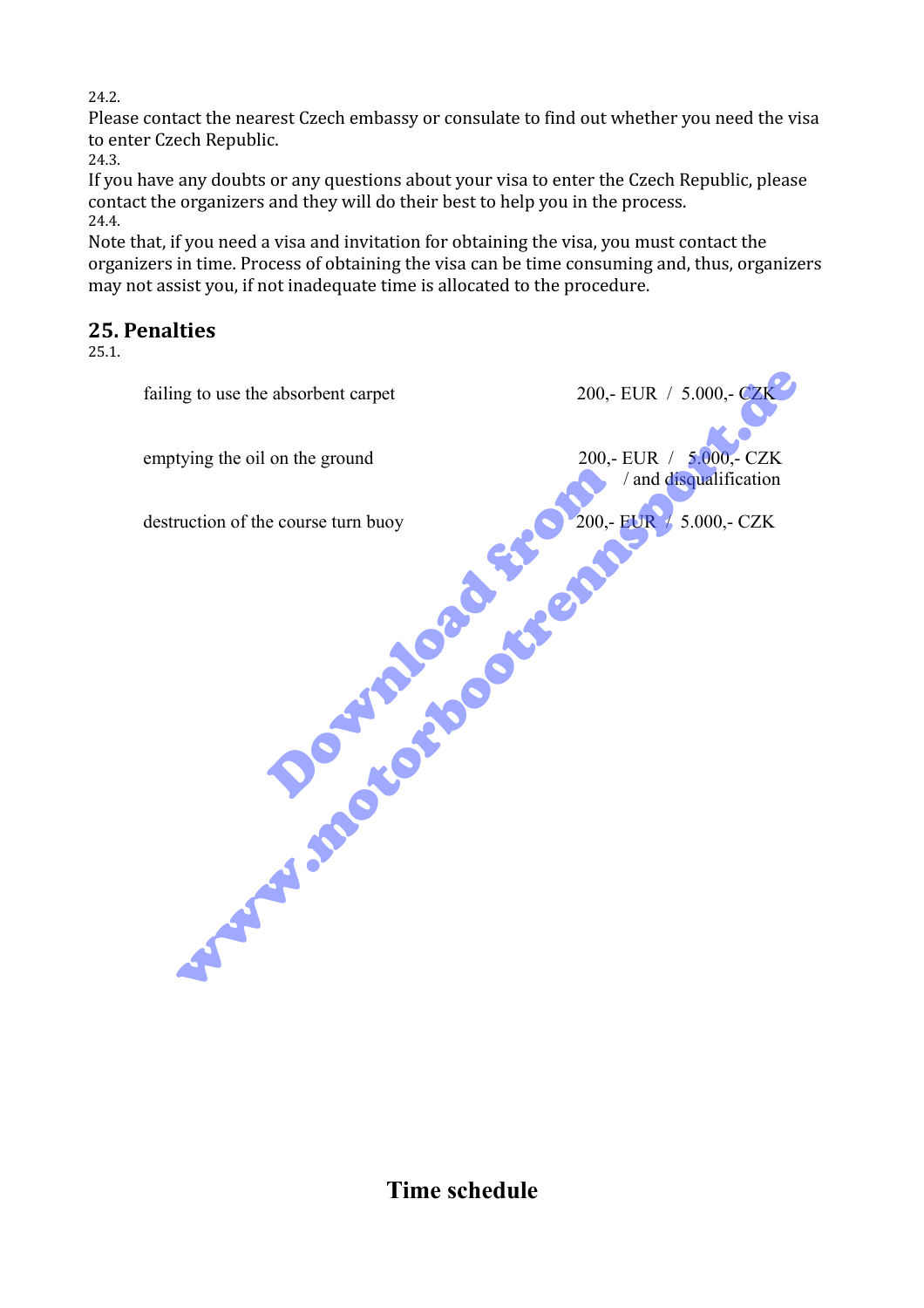24.2.
Please contact the nearest Czech embassy or consulate to find out whether you need the visa to enter Czech Republic.
24.3.
If you have any doubts or any questions about your visa to enter the Czech Republic, please contact the organizers and they will do their best to help you in the process.
24.4.
Note that, if you need a visa and invitation for obtaining the visa, you must contact the organizers in time. Process of obtaining the visa can be time consuming and, thus, organizers may not assist you, if not inadequate time is allocated to the procedure.

## 25. Penalties

25.1.

| | |
|---|---|
| failing to use the absorbent carpet | 200,- EUR / 5.000,- CZK |
| emptying the oil on the ground | 200,- EUR / 5.000,- CZK / and disqualification |
| destruction of the course turn buoy | 200,- EUR / 5.000,- CZK |

# Time schedule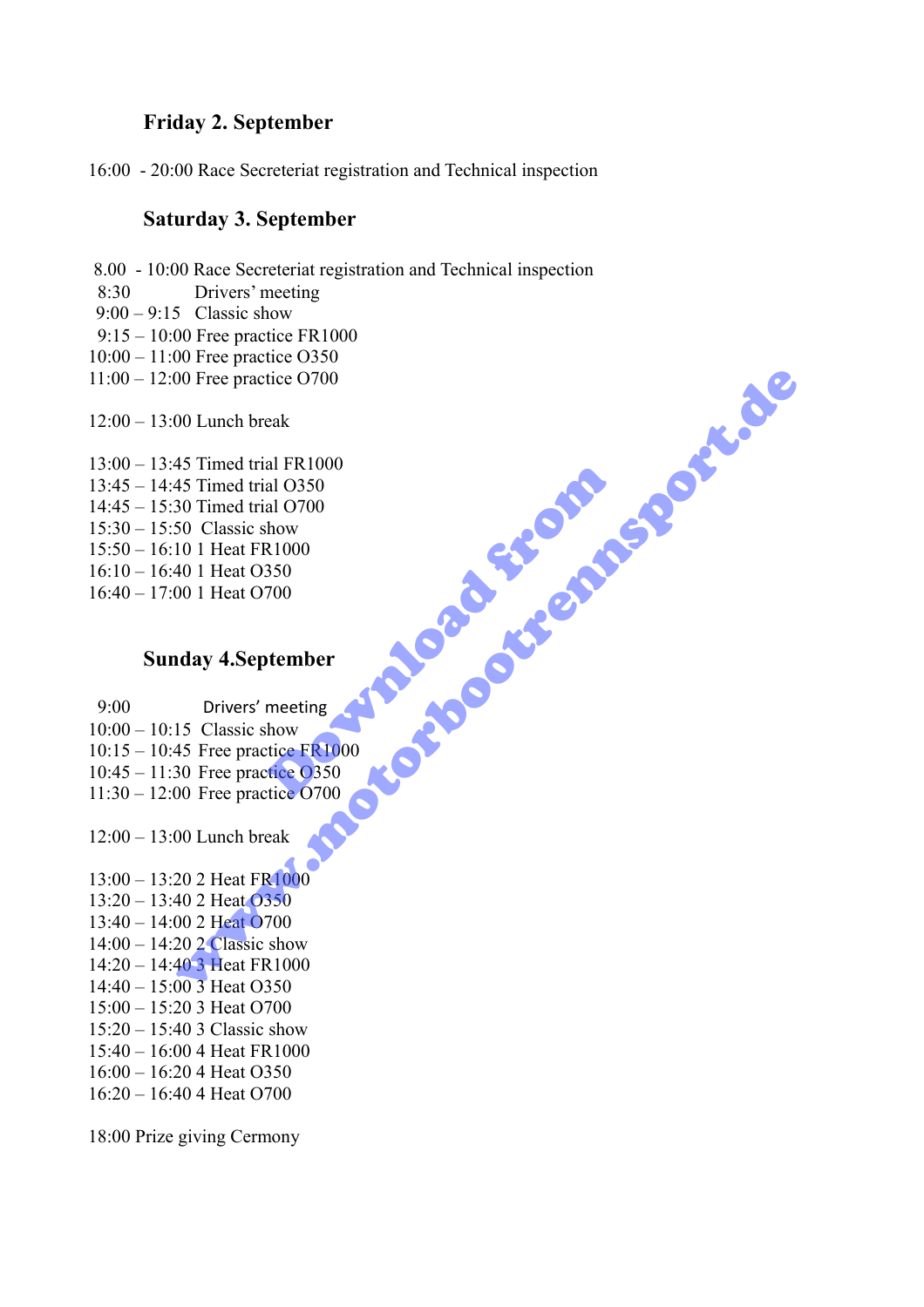## Friday 2. September

16:00 - 20:00 Race Secreteriat registration and Technical inspection

## Saturday 3. September

8.00 - 10:00 Race Secreteriat registration and Technical inspection
8:30 Drivers' meeting
9:00 – 9:15 Classic show
9:15 – 10:00 Free practice FR1000
10:00 – 11:00 Free practice O350
11:00 – 12:00 Free practice O700

12:00 – 13:00 Lunch break

13:00 – 13:45 Timed trial FR1000
13:45 – 14:45 Timed trial O350
14:45 – 15:30 Timed trial O700
15:30 – 15:50 Classic show
15:50 – 16:10 1 Heat FR1000
16:10 – 16:40 1 Heat O350
16:40 – 17:00 1 Heat O700

## Sunday 4.September

9:00 Drivers' meeting
10:00 – 10:15 Classic show
10:15 – 10:45 Free practice FR1000
10:45 – 11:30 Free practice O350
11:30 – 12:00 Free practice O700

12:00 – 13:00 Lunch break

13:00 – 13:20 2 Heat FR1000
13:20 – 13:40 2 Heat O350
13:40 – 14:00 2 Heat O700
14:00 – 14:20 2 Classic show
14:20 – 14:40 3 Heat FR1000
14:40 – 15:00 3 Heat O350
15:00 – 15:20 3 Heat O700
15:20 – 15:40 3 Classic show
15:40 – 16:00 4 Heat FR1000
16:00 – 16:20 4 Heat O350
16:20 – 16:40 4 Heat O700

18:00 Prize giving Cermony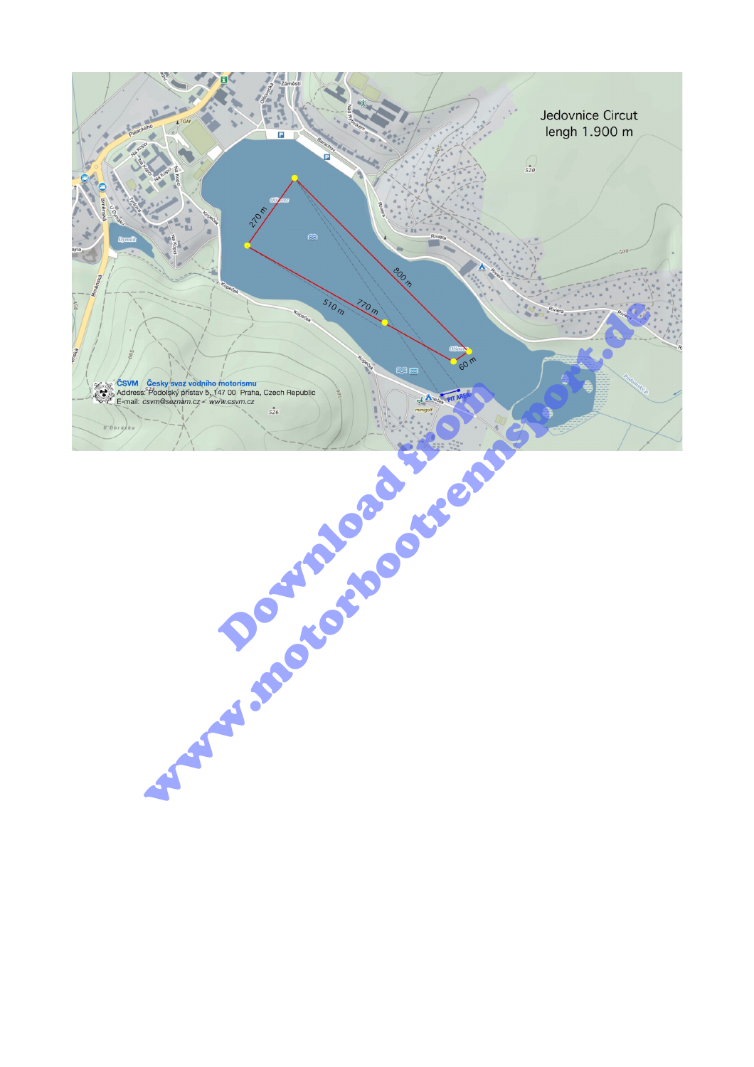Jedovnice Circut
lengh 1.900 m

270 m

800 m

770 m

510 m

60 m

PIT AREA

ČSVM Česky svaz vodního motorismu
Address: Podolský přístav 5, 147 00 Praha, Czech Republic
E-mail: csvm@seznam.cz - www.csvm.cz

Download from
www.motorbootrennsport.de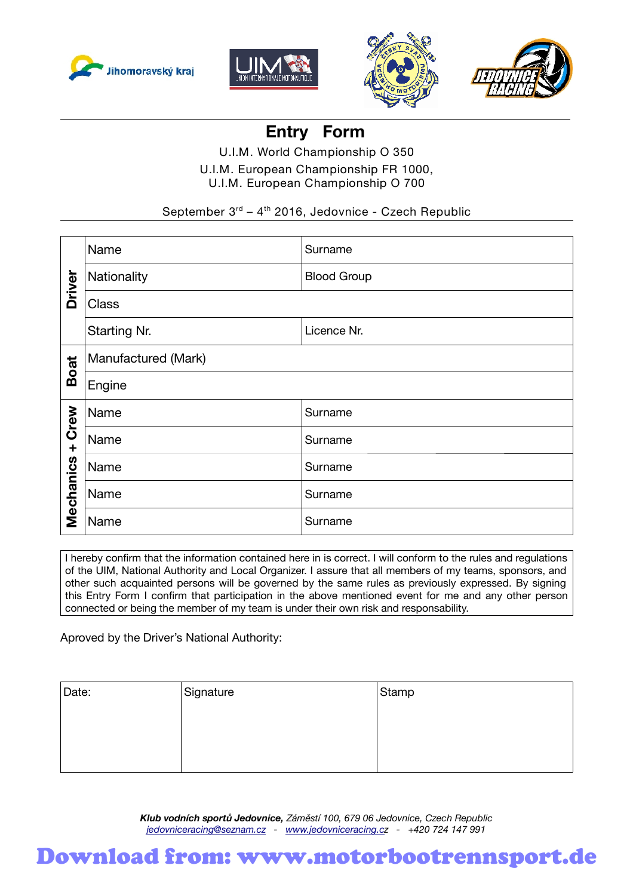# Entry Form

U.I.M. World Championship O 350

U.I.M. European Championship FR 1000,

U.I.M. European Championship O 700

September 3rd – 4th 2016, Jedovnice - Czech Republic

| | | |
|---|---|---|
| Driver | Name | Surname |
| | Nationality | Blood Group |
| | Class | |
| | Starting Nr. | Licence Nr. |
| Boat | Manufactured (Mark) | |
| | Engine | |
| Mechanics + Crew | Name | Surname |
| | Name | Surname |
| | Name | Surname |
| | Name | Surname |
| | Name | Surname |

I hereby confirm that the information contained here in is correct. I will conform to the rules and regulations of the UIM, National Authority and Local Organizer. I assure that all members of my teams, sponsors, and other such acquainted persons will be governed by the same rules as previously expressed. By signing this Entry Form I confirm that participation in the above mentioned event for me and any other person connected or being the member of my team is under their own risk and responsability.

Aproved by the Driver's National Authority:

| Date: | Signature | Stamp |
|---|---|---|
| | | |

***Klub vodních sportů Jedovnice,*** *Záměstí 100, 679 06 Jedovnice, Czech Republic*
*jedovniceracing@seznam.cz - www.jedovniceracing.cz - +420 724 147 991*

Download from: www.motorbootrennsport.de